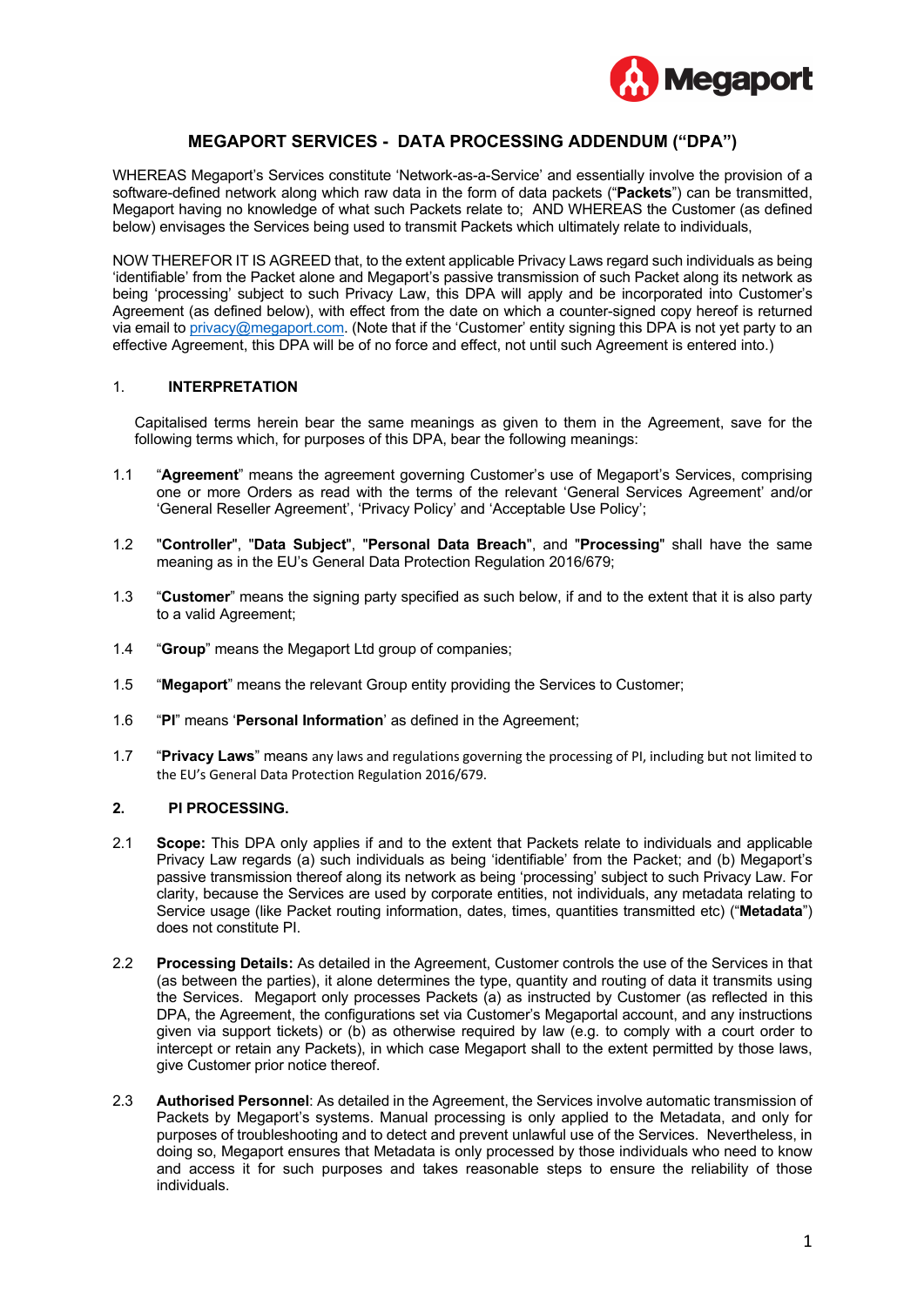# MEGAPORT SERVICES - DATA PROCESSING ADDENDUM ("DPA")

WHEREAS Megaport's Services constitute 'Network-as-a-Service' and essentially involve the provision of a software-defined network along which raw data in the form of data packets ("**Packets**") can be transmitted, Megaport having no knowledge of what such Packets relate to; AND WHEREAS the Customer (as defined below) envisages the Services being used to transmit Packets which ultimately relate to individuals,

NOW THEREFOR IT IS AGREED that, to the extent applicable Privacy Laws regard such individuals as being 'identifiable' from the Packet alone and Megaport's passive transmission of such Packet along its network as being 'processing' subject to such Privacy Law, this DPA will apply and be incorporated into Customer's Agreement (as defined below), with effect from the date on which a counter-signed copy hereof is returned via email to privacy@megaport.com. (Note that if the 'Customer' entity signing this DPA is not yet party to an effective Agreement, this DPA will be of no force and effect, not until such Agreement is entered into.)

## 1. INTERPRETATION

Capitalised terms herein bear the same meanings as given to them in the Agreement, save for the following terms which, for purposes of this DPA, bear the following meanings:

1.1 "**Agreement**" means the agreement governing Customer's use of Megaport's Services, comprising one or more Orders as read with the terms of the relevant 'General Services Agreement' and/or 'General Reseller Agreement', 'Privacy Policy' and 'Acceptable Use Policy';

1.2 "**Controller**", "**Data Subject**", "**Personal Data Breach**", and "**Processing**" shall have the same meaning as in the EU's General Data Protection Regulation 2016/679;

1.3 "**Customer**" means the signing party specified as such below, if and to the extent that it is also party to a valid Agreement;

1.4 "**Group**" means the Megaport Ltd group of companies;

1.5 "**Megaport**" means the relevant Group entity providing the Services to Customer;

1.6 "**PI**" means '**Personal Information**' as defined in the Agreement;

1.7 "**Privacy Laws**" means any laws and regulations governing the processing of PI, including but not limited to the EU's General Data Protection Regulation 2016/679.

## 2. PI PROCESSING.

2.1 **Scope:** This DPA only applies if and to the extent that Packets relate to individuals and applicable Privacy Law regards (a) such individuals as being 'identifiable' from the Packet; and (b) Megaport's passive transmission thereof along its network as being 'processing' subject to such Privacy Law. For clarity, because the Services are used by corporate entities, not individuals, any metadata relating to Service usage (like Packet routing information, dates, times, quantities transmitted etc) ("**Metadata**") does not constitute PI.

2.2 **Processing Details:** As detailed in the Agreement, Customer controls the use of the Services in that (as between the parties), it alone determines the type, quantity and routing of data it transmits using the Services. Megaport only processes Packets (a) as instructed by Customer (as reflected in this DPA, the Agreement, the configurations set via Customer's Megaportal account, and any instructions given via support tickets) or (b) as otherwise required by law (e.g. to comply with a court order to intercept or retain any Packets), in which case Megaport shall to the extent permitted by those laws, give Customer prior notice thereof.

2.3 **Authorised Personnel**: As detailed in the Agreement, the Services involve automatic transmission of Packets by Megaport's systems. Manual processing is only applied to the Metadata, and only for purposes of troubleshooting and to detect and prevent unlawful use of the Services. Nevertheless, in doing so, Megaport ensures that Metadata is only processed by those individuals who need to know and access it for such purposes and takes reasonable steps to ensure the reliability of those individuals.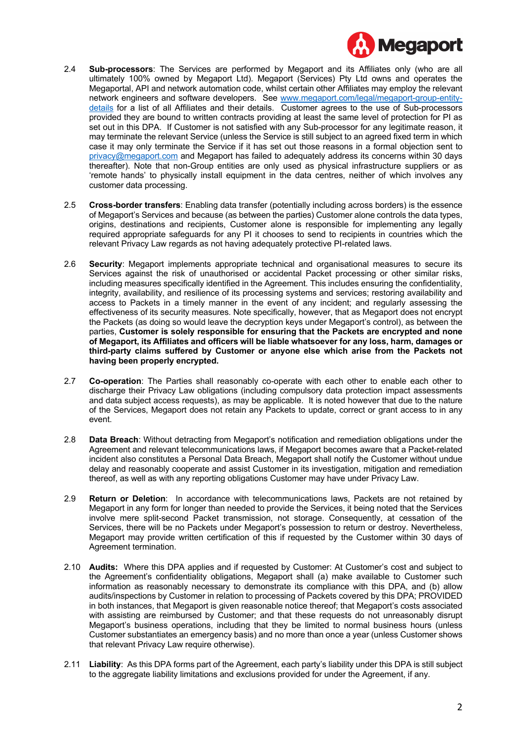2.4 **Sub-processors**: The Services are performed by Megaport and its Affiliates only (who are all ultimately 100% owned by Megaport Ltd). Megaport (Services) Pty Ltd owns and operates the Megaportal, API and network automation code, whilst certain other Affiliates may employ the relevant network engineers and software developers. See www.megaport.com/legal/megaport-group-entity-details for a list of all Affiliates and their details. Customer agrees to the use of Sub-processors provided they are bound to written contracts providing at least the same level of protection for PI as set out in this DPA. If Customer is not satisfied with any Sub-processor for any legitimate reason, it may terminate the relevant Service (unless the Service is still subject to an agreed fixed term in which case it may only terminate the Service if it has set out those reasons in a formal objection sent to privacy@megaport.com and Megaport has failed to adequately address its concerns within 30 days thereafter). Note that non-Group entities are only used as physical infrastructure suppliers or as 'remote hands' to physically install equipment in the data centres, neither of which involves any customer data processing.

2.5 **Cross-border transfers**: Enabling data transfer (potentially including across borders) is the essence of Megaport's Services and because (as between the parties) Customer alone controls the data types, origins, destinations and recipients, Customer alone is responsible for implementing any legally required appropriate safeguards for any PI it chooses to send to recipients in countries which the relevant Privacy Law regards as not having adequately protective PI-related laws.

2.6 **Security**: Megaport implements appropriate technical and organisational measures to secure its Services against the risk of unauthorised or accidental Packet processing or other similar risks, including measures specifically identified in the Agreement. This includes ensuring the confidentiality, integrity, availability, and resilience of its processing systems and services; restoring availability and access to Packets in a timely manner in the event of any incident; and regularly assessing the effectiveness of its security measures. Note specifically, however, that as Megaport does not encrypt the Packets (as doing so would leave the decryption keys under Megaport's control), as between the parties, **Customer is solely responsible for ensuring that the Packets are encrypted and none of Megaport, its Affiliates and officers will be liable whatsoever for any loss, harm, damages or third-party claims suffered by Customer or anyone else which arise from the Packets not having been properly encrypted.**

2.7 **Co-operation**: The Parties shall reasonably co-operate with each other to enable each other to discharge their Privacy Law obligations (including compulsory data protection impact assessments and data subject access requests), as may be applicable. It is noted however that due to the nature of the Services, Megaport does not retain any Packets to update, correct or grant access to in any event.

2.8 **Data Breach**: Without detracting from Megaport's notification and remediation obligations under the Agreement and relevant telecommunications laws, if Megaport becomes aware that a Packet-related incident also constitutes a Personal Data Breach, Megaport shall notify the Customer without undue delay and reasonably cooperate and assist Customer in its investigation, mitigation and remediation thereof, as well as with any reporting obligations Customer may have under Privacy Law.

2.9 **Return or Deletion**: In accordance with telecommunications laws, Packets are not retained by Megaport in any form for longer than needed to provide the Services, it being noted that the Services involve mere split-second Packet transmission, not storage. Consequently, at cessation of the Services, there will be no Packets under Megaport's possession to return or destroy. Nevertheless, Megaport may provide written certification of this if requested by the Customer within 30 days of Agreement termination.

2.10 **Audits:** Where this DPA applies and if requested by Customer: At Customer's cost and subject to the Agreement's confidentiality obligations, Megaport shall (a) make available to Customer such information as reasonably necessary to demonstrate its compliance with this DPA, and (b) allow audits/inspections by Customer in relation to processing of Packets covered by this DPA; PROVIDED in both instances, that Megaport is given reasonable notice thereof; that Megaport's costs associated with assisting are reimbursed by Customer; and that these requests do not unreasonably disrupt Megaport's business operations, including that they be limited to normal business hours (unless Customer substantiates an emergency basis) and no more than once a year (unless Customer shows that relevant Privacy Law require otherwise).

2.11 **Liability**: As this DPA forms part of the Agreement, each party's liability under this DPA is still subject to the aggregate liability limitations and exclusions provided for under the Agreement, if any.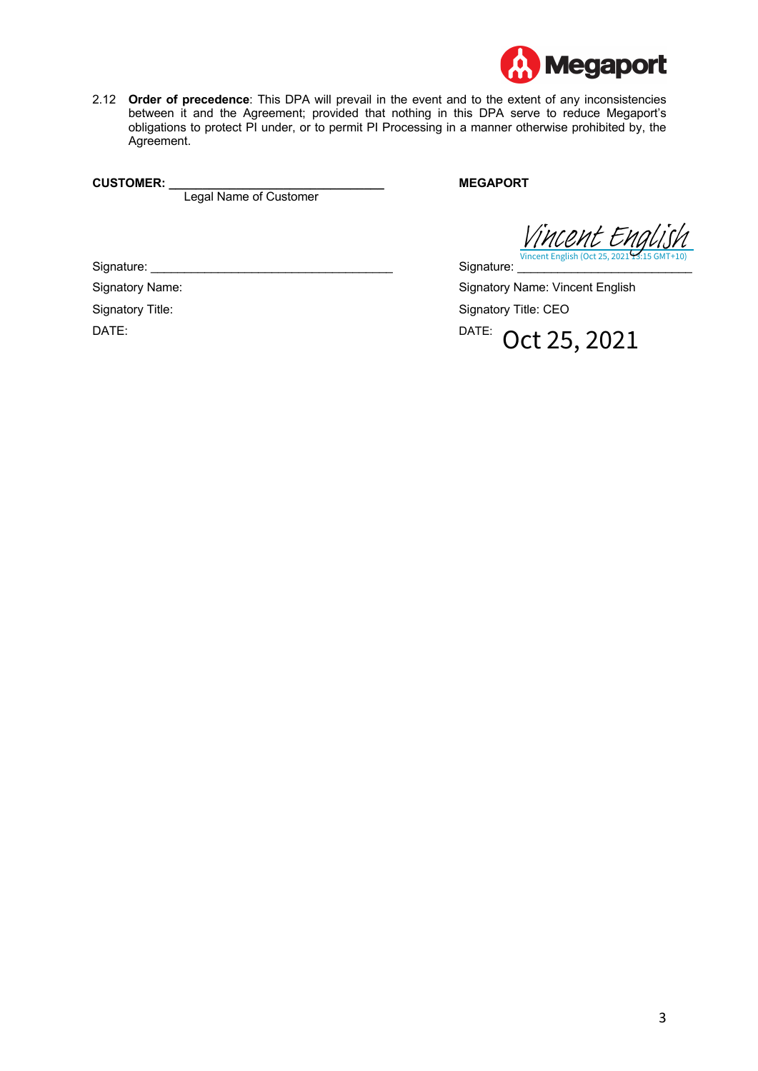2.12 **Order of precedence**: This DPA will prevail in the event and to the extent of any inconsistencies between it and the Agreement; provided that nothing in this DPA serve to reduce Megaport's obligations to protect PI under, or to permit PI Processing in a manner otherwise prohibited by, the Agreement.

**CUSTOMER:** ______________________________
Legal Name of Customer

Signature: ____________________________________

Signatory Name:

Signatory Title:

DATE:

**MEGAPORT**

Signature: Vincent English
Vincent English (Oct 25, 2021 13:15 GMT+10)

Signatory Name: Vincent English

Signatory Title: CEO

DATE: Oct 25, 2021